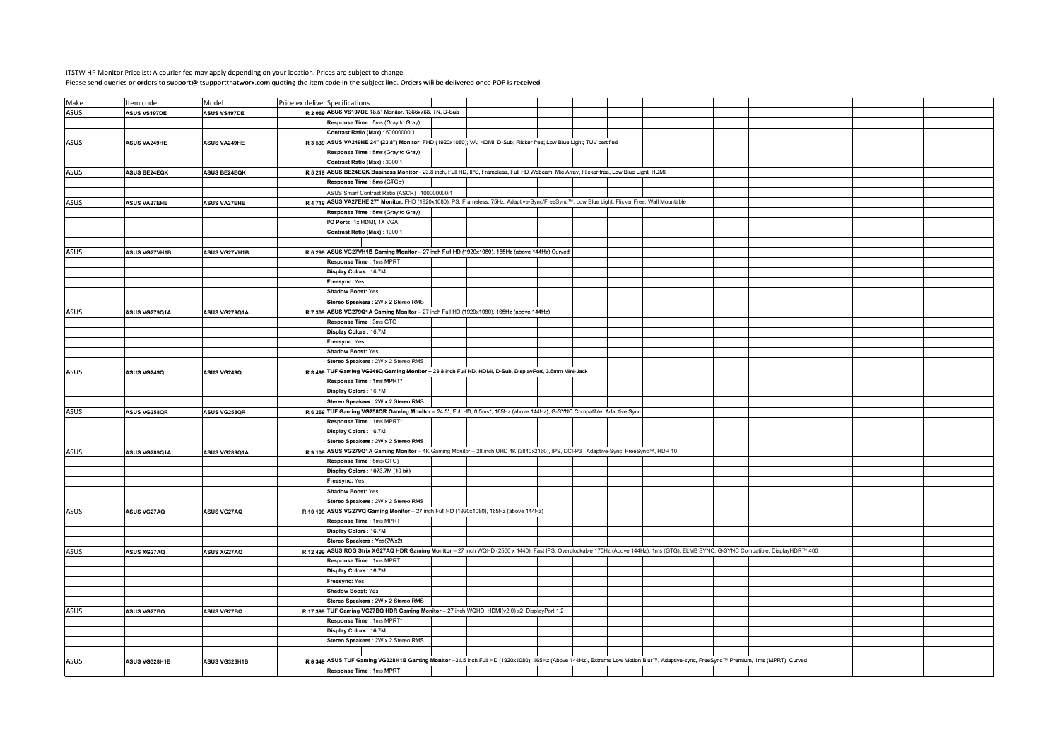ITSTW HP Monitor Pricelist: A courier fee may apply depending on your location. Prices are subject to change

**Please send queries or orders to support@itsupportthatworx.com quoting the item code in the subject line. Orders will be delivered once POP is received**

| Make | Item code | Model | Price ex deliver | Specifications |
|---|---|---|---|---|
| ASUS | **ASUS VS197DE** | **ASUS VS197DE** | **R 2 069** | **ASUS VS197DE** 18.5" Monitor, 1366x768, TN, D-Sub |
| | | | | **Response Time** : 5ms (Gray to Gray) |
| | | | | **Contrast Ratio (Max)** : 50000000:1 |
| ASUS | **ASUS VA249HE** | **ASUS VA249HE** | **R 3 539** | **ASUS VA249HE 24" (23.8") Monitor;** FHD (1920x1080); VA; HDMI; D-Sub; Flicker free; Low Blue Light; TUV certified |
| | | | | **Response Time** : 5ms (Gray to Gray) |
| | | | | **Contrast Ratio (Max)** : 3000:1 |
| ASUS | **ASUS BE24EQK** | **ASUS BE24EQK** | **R 5 219** | **ASUS BE24EQK Business Monitor** - 23.8 inch, Full HD, IPS, Frameless, Full HD Webcam, Mic Array, Flicker free, Low Blue Light, HDMI |
| | | | | **Response Time** : 5ms (GTG) |
| | | | | ASUS Smart Contrast Ratio (ASCR) : 100000000:1 |
| ASUS | **ASUS VA27EHE** | **ASUS VA27EHE** | **R 4 719** | **ASUS VA27EHE 27" Monitor;** FHD (1920x1080); PS, Frameless, 75Hz, Adaptive-Sync/FreeSync™, Low Blue Light, Flicker Free, Wall Mountable |
| | | | | **Response Time** : 5ms (Gray to Gray) |
| | | | | **I/O Ports:** 1x HDMI, 1X VGA |
| | | | | **Contrast Ratio (Max)** : 1000:1 |
| | | | | |
| ASUS | **ASUS VG27VH1B** | **ASUS VG27VH1B** | **R 6 299** | **ASUS VG27VH1B Gaming Monitor** – 27 inch Full HD (1920x1080), 165Hz (above 144Hz) Curved |
| | | | | **Response Time** : 1ms MPRT |
| | | | | **Display Colors** : 16.7M |
| | | | | **Freesync:** Yes |
| | | | | **Shadow Boost:** Yes |
| | | | | **Stereo Speakers** : 2W x 2 Stereo RMS |
| ASUS | **ASUS VG279Q1A** | **ASUS VG279Q1A** | **R 7 309** | **ASUS VG279Q1A Gaming Monitor** – 27 inch Full HD (1920x1080), 165Hz (above 144Hz) |
| | | | | **Response Time** : 3ms GTG |
| | | | | **Display Colors** : 16.7M |
| | | | | **Freesync:** Yes |
| | | | | **Shadow Boost:** Yes |
| | | | | **Stereo Speakers** : 2W x 2 Stereo RMS |
| ASUS | **ASUS VG249Q** | **ASUS VG249Q** | **R 8 499** | **TUF Gaming VG249Q Gaming Monitor –** 23.8 inch Full HD, HDMI, D-Sub, DisplayPort, 3.5mm Mini-Jack |
| | | | | **Response Time** : 1ms MPRT* |
| | | | | **Display Colors** : 16.7M |
| | | | | **Stereo Speakers** : 2W x 2 Stereo RMS |
| ASUS | **ASUS VG258QR** | **ASUS VG258QR** | **R 6 269** | **TUF Gaming VG258QR Gaming Monitor** – 24.5", Full HD, 0.5ms*, 165Hz (above 144Hz), G-SYNC Compatible, Adaptive Sync |
| | | | | **Response Time** : 1ms MPRT* |
| | | | | **Display Colors** : 16.7M |
| | | | | **Stereo Speakers** : 2W x 2 Stereo RMS |
| ASUS | **ASUS VG289Q1A** | **ASUS VG289Q1A** | **R 9 109** | **ASUS VG279Q1A Gaming Monitor** – 4K Gaming Monitor – 28 inch UHD 4K (3840x2160), IPS, DCI-P3 , Adaptive-Sync, FreeSync™, HDR 10 |
| | | | | **Response Time** : 5ms(GTG) |
| | | | | **Display Colors** : 1073.7M (10 bit) |
| | | | | **Freesync:** Yes |
| | | | | **Shadow Boost:** Yes |
| | | | | **Stereo Speakers** : 2W x 2 Stereo RMS |
| ASUS | **ASUS VG27AQ** | **ASUS VG27AQ** | **R 10 109** | **ASUS VG27VQ Gaming Monitor** – 27 inch Full HD (1920x1080), 165Hz (above 144Hz) |
| | | | | **Response Time** : 1ms MPRT |
| | | | | **Display Colors** : 16.7M |
| | | | | **Stereo Speakers** : Yes(2Wx2) |
| ASUS | **ASUS XG27AQ** | **ASUS XG27AQ** | **R 12 499** | **ASUS ROG Strix XG27AQ HDR Gaming Monitor** – 27 inch WQHD (2560 x 1440), Fast IPS, Overclockable 170Hz (Above 144Hz), 1ms (GTG), ELMB SYNC, G-SYNC Compatible, DisplayHDR™ 400 |
| | | | | **Response Time** : 1ms MPRT |
| | | | | **Display Colors** : 16.7M |
| | | | | **Freesync:** Yes |
| | | | | **Shadow Boost:** Yes |
| | | | | **Stereo Speakers** : 2W x 2 Stereo RMS |
| ASUS | **ASUS VG27BQ** | **ASUS VG27BQ** | **R 17 399** | **TUF Gaming VG27BQ HDR Gaming Monitor** – 27 inch WQHD, HDMI(v2.0) x2, DisplayPort 1.2 |
| | | | | **Response Time** : 1ms MPRT* |
| | | | | **Display Colors** : 16.7M |
| | | | | **Stereo Speakers** : 2W x 2 Stereo RMS |
| | | | | |
| ASUS | **ASUS VG328H1B** | **ASUS VG328H1B** | **R 8 349** | **ASUS TUF Gaming VG328H1B Gaming Monitor** –31.5 inch Full HD (1920x1080), 165Hz (Above 144Hz), Extreme Low Motion Blur™, Adaptive-sync, FreeSync™ Premium, 1ms (MPRT), Curved |
| | | | | **Response Time** : 1ms MPRT |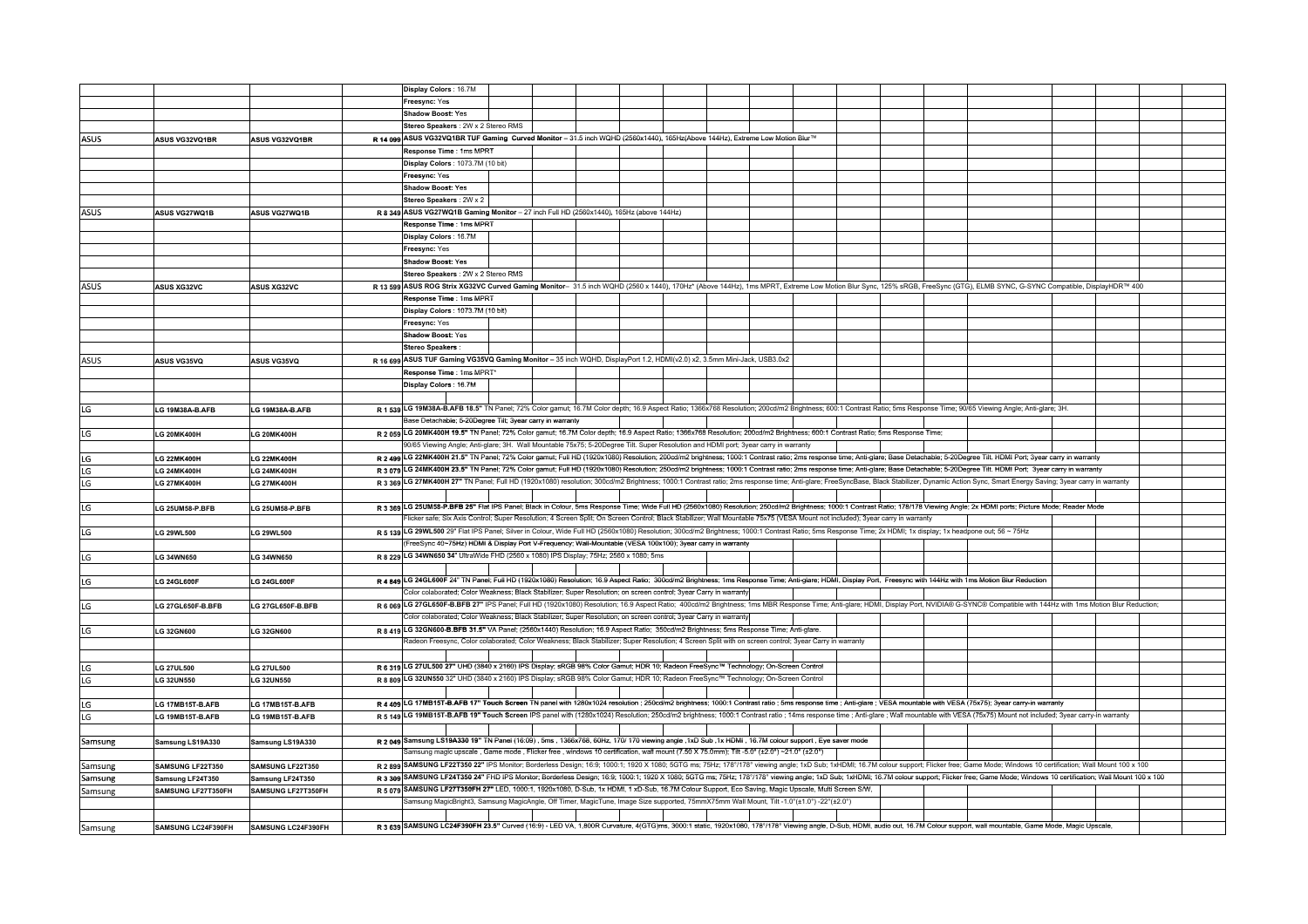| Brand | Model | Code | Price | Description |
|---|---|---|---|---|
| | | | | Display Colors : 16.7M |
| | | | | Freesync: Yes |
| | | | | Shadow Boost: Yes |
| | | | | Stereo Speakers : 2W x 2 Stereo RMS |
| ASUS | ASUS VG32VQ1BR | ASUS VG32VQ1BR | R 14 099 | ASUS VG32VQ1BR TUF Gaming Curved Monitor – 31.5 inch WQHD (2560x1440), 165Hz(Above 144Hz), Extreme Low Motion Blur™ |
| | | | | Response Time : 1ms MPRT |
| | | | | Display Colors : 1073.7M (10 bit) |
| | | | | Freesync: Yes |
| | | | | Shadow Boost: Yes |
| | | | | Stereo Speakers : 2W x 2 |
| ASUS | ASUS VG27WQ1B | ASUS VG27WQ1B | R 8 349 | ASUS VG27WQ1B Gaming Monitor – 27 inch Full HD (2560x1440), 165Hz (above 144Hz) |
| | | | | Response Time : 1ms MPRT |
| | | | | Display Colors : 16.7M |
| | | | | Freesync: Yes |
| | | | | Shadow Boost: Yes |
| | | | | Stereo Speakers : 2W x 2 Stereo RMS |
| ASUS | ASUS XG32VC | ASUS XG32VC | R 13 599 | ASUS ROG Strix XG32VC Curved Gaming Monitor– 31.5 inch WQHD (2560 x 1440), 170Hz* (Above 144Hz), 1ms MPRT, Extreme Low Motion Blur Sync, 125% sRGB, FreeSync (GTG), ELMB SYNC, G-SYNC Compatible, DisplayHDR™ 400 |
| | | | | Response Time : 1ms MPRT |
| | | | | Display Colors : 1073.7M (10 bit) |
| | | | | Freesync: Yes |
| | | | | Shadow Boost: Yes |
| | | | | Stereo Speakers : |
| ASUS | ASUS VG35VQ | ASUS VG35VQ | R 16 699 | ASUS TUF Gaming VG35VQ Gaming Monitor – 35 inch WQHD, DisplayPort 1.2, HDMI(v2.0) x2, 3.5mm Mini-Jack, USB3.0x2 |
| | | | | Response Time : 1ms MPRT* |
| | | | | Display Colors : 16.7M |
| LG | LG 19M38A-B.AFB | LG 19M38A-B.AFB | R 1 539 | LG 19M38A-B.AFB 18.5" TN Panel; 72% Color gamut; 16.7M Color depth; 16.9 Aspect Ratio; 1366x768 Resolution; 200cd/m2 Brightness; 600:1 Contrast Ratio; 5ms Response Time; 90/65 Viewing Angle; Anti-glare; 3H. |
| | | | | Base Detachable; 5-20Degree Tilt; 3year carry in warranty |
| LG | LG 20MK400H | LG 20MK400H | R 2 059 | LG 20MK400H 19.5" TN Panel; 72% Color gamut; 16.7M Color depth; 16.9 Aspect Ratio; 1366x768 Resolution; 200cd/m2 Brightness; 600:1 Contrast Ratio; 5ms Response Time; |
| | | | | 90/65 Viewing Angle; Anti-glare; 3H. Wall Mountable 75x75; 5-20Degree Tilt. Super Resolution and HDMI port; 3year carry in warranty |
| LG | LG 22MK400H | LG 22MK400H | R 2 499 | LG 22MK400H 21.5" TN Panel; 72% Color gamut; Full HD (1920x1080) Resolution; 200cd/m2 brightness; 1000:1 Contrast ratio; 2ms response time; Anti-glare; Base Detachable; 5-20Degree Tilt. HDMI Port; 3year carry in warranty |
| LG | LG 24MK400H | LG 24MK400H | R 3 079 | LG 24MK400H 23.5" TN Panel; 72% Color gamut; Full HD (1920x1080) Resolution; 250cd/m2 brightness; 1000:1 Contrast ratio; 2ms response time; Anti-glare; Base Detachable; 5-20Degree Tilt. HDMI Port; 3year carry in warranty |
| LG | LG 27MK400H | LG 27MK400H | R 3 369 | LG 27MK400H 27" TN Panel; Full HD (1920x1080) resolution; 300cd/m2 Brightness; 1000:1 Contrast ratio; 2ms response time; Anti-glare; FreeSyncBase, Black Stabilizer, Dynamic Action Sync, Smart Energy Saving; 3year carry in warranty |
| LG | LG 25UM58-P.BFB | LG 25UM58-P.BFB | R 3 369 | LG 25UM58-P.BFB 25" Flat IPS Panel; Black in Colour, 5ms Response Time; Wide Full HD (2560x1080) Resolution; 250cd/m2 Brightness; 1000:1 Contrast Ratio; 178/178 Viewing Angle; 2x HDMI ports; Picture Mode; Reader Mode |
| | | | | Flicker safe; Six Axis Control; Super Resolution; 4 Screen Split; On Screen Control; Black Stabilizer; Wall Mountable 75x75 (VESA Mount not included); 3year carry in warranty |
| LG | LG 29WL500 | LG 29WL500 | R 5 139 | LG 29WL500 29" Flat IPS Panel; Silver in Colour, Wide Full HD (2560x1080) Resolution; 300cd/m2 Brightness; 1000:1 Contrast Ratio; 5ms Response Time; 2x HDMI; 1x display; 1x headpone out; 56 ~ 75Hz |
| | | | | (FreeSync 40~75Hz) HDMI & Display Port V-Frequency: Wall-Mountable (VESA 100x100); 3year carry in warranty |
| LG | LG 34WN650 | LG 34WN650 | R 8 229 | LG 34WN650 34" UltraWide FHD (2560 x 1080) IPS Display; 75Hz; 2560 x 1080; 5ms |
| LG | LG 24GL600F | LG 24GL600F | R 4 849 | LG 24GL600F 24" TN Panel; Full HD (1920x1080) Resolution; 16.9 Aspect Ratio; 300cd/m2 Brightness; 1ms Response Time; Anti-glare; HDMI, Display Port, Freesync with 144Hz with 1ms Motion Blur Reduction |
| | | | | Color colaborated; Color Weakness; Black Stabilizer; Super Resolution; on screen control; 3year Carry in warranty |
| LG | LG 27GL650F-B.BFB | LG 27GL650F-B.BFB | R 6 069 | LG 27GL650F-B.BFB 27" IPS Panel; Full HD (1920x1080) Resolution; 16.9 Aspect Ratio; 400cd/m2 Brightness; 1ms MBR Response Time; Anti-glare; HDMI, Display Port, NVIDIA® G-SYNC® Compatible with 144Hz with 1ms Motion Blur Reduction; |
| | | | | Color colaborated; Color Weakness; Black Stabilizer; Super Resolution; on screen control; 3year Carry in warranty |
| LG | LG 32GN600 | LG 32GN600 | R 8 419 | LG 32GN600-B.BFB 31.5" VA Panel; (2560x1440) Resolution; 16.9 Aspect Ratio; 350cd/m2 Brightness; 5ms Response Time; Anti-glare. |
| | | | | Radeon Freesync, Color colaborated; Color Weakness; Black Stabilizer; Super Resolution; 4 Screen Split with on screen control; 3year Carry in warranty |
| LG | LG 27UL500 | LG 27UL500 | R 6 319 | LG 27UL500 27" UHD (3840 x 2160) IPS Display; sRGB 98% Color Gamut; HDR 10; Radeon FreeSync™ Technology; On-Screen Control |
| LG | LG 32UN550 | LG 32UN550 | R 8 809 | LG 32UN550 32" UHD (3840 x 2160) IPS Display; sRGB 98% Color Gamut; HDR 10; Radeon FreeSync™ Technology; On-Screen Control |
| LG | LG 17MB15T-B.AFB | LG 17MB15T-B.AFB | R 4 409 | LG 17MB15T-B.AFB 17" Touch Screen TN panel with 1280x1024 resolution ; 250cd/m2 brightness; 1000:1 Contrast ratio ; 5ms response time ; Anti-glare ; VESA mountable with VESA (75x75); 3year carry-in warranty |
| LG | LG 19MB15T-B.AFB | LG 19MB15T-B.AFB | R 5 149 | LG 19MB15T-B.AFB 19" Touch Screen IPS panel with (1280x1024) Resolution; 250cd/m2 brightness; 1000:1 Contrast ratio ; 14ms response time ; Anti-glare ; Wall mountable with VESA (75x75) Mount not included; 3year carry-in warranty |
| Samsung | Samsung LS19A330 | Samsung LS19A330 | R 2 049 | Samsung LS19A330 19" TN Panel (16:09) , 5ms , 1366x768, 60Hz, 170/ 170 viewing angle ,1xD Sub ,1x HDMI , 16.7M colour support , Eye saver mode |
| | | | | Samsung magic upscale , Game mode , Flicker free , windows 10 certification, wall mount (7.50 X 75.0mm); Tilt -5.0° (±2.0°) ~21.0° (±2.0°) |
| Samsung | SAMSUNG LF22T350 | SAMSUNG LF22T350 | R 2 899 | SAMSUNG LF22T350 22" IPS Monitor; Borderless Design; 16:9; 1000:1; 1920 X 1080; 5GTG ms; 75Hz; 178°/178° viewing angle; 1xD Sub; 1xHDMI; 16.7M colour support; Flicker free; Game Mode; Windows 10 certification; Wall Mount 100 x 100 |
| Samsung | Samsung LF24T350 | Samsung LF24T350 | R 3 309 | SAMSUNG LF24T350 24" FHD IPS Monitor; Borderless Design; 16:9; 1000:1; 1920 X 1080; 5GTG ms; 75Hz; 178°/178° viewing angle; 1xD Sub; 1xHDMI; 16.7M colour support; Flicker free; Game Mode; Windows 10 certification; Wall Mount 100 x 100 |
| Samsung | SAMSUNG LF27T350FH | SAMSUNG LF27T350FH | R 5 079 | SAMSUNG LF27T350FH 27" LED, 1000:1, 1920x1080, D-Sub, 1x HDMI, 1 xD-Sub, 16.7M Colour Support, Eco Saving, Magic Upscale, Multi Screen S/W, |
| | | | | Samsung MagicBright3, Samsung MagicAngle, Off Timer, MagicTune, Image Size supported, 75mmX75mm Wall Mount, Tilt -1.0°(±1.0°) -22°(±2.0°) |
| Samsung | SAMSUNG LC24F390FH | SAMSUNG LC24F390FH | R 3 639 | SAMSUNG LC24F390FH 23.5" Curved (16:9) - LED VA, 1,800R Curvature, 4(GTG)ms, 3000:1 static, 1920x1080, 178°/178° Viewing angle, D-Sub, HDMI, audio out, 16.7M Colour support, wall mountable, Game Mode, Magic Upscale, |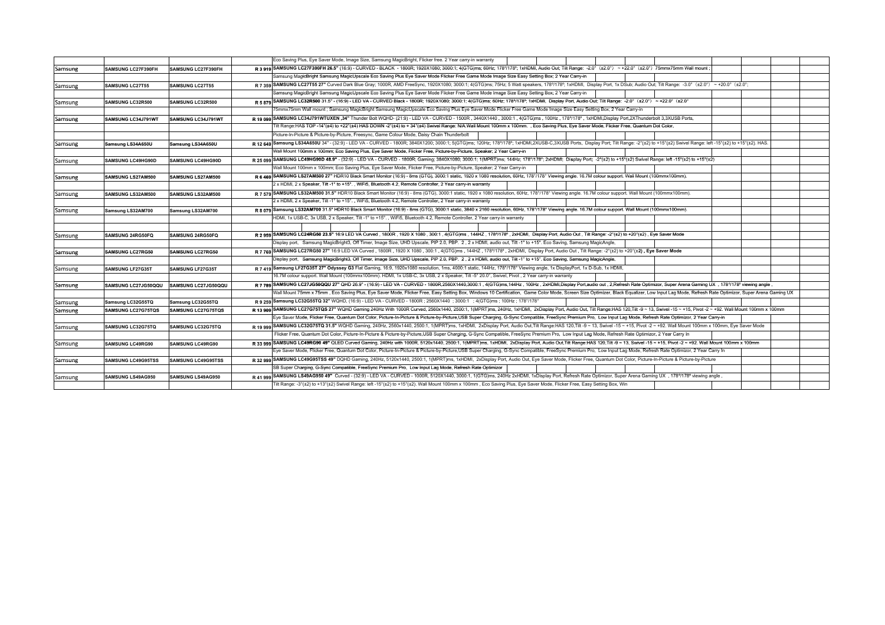| | | | | |
|---|---|---|---|---|
| | | | | Eco Saving Plus, Eye Saver Mode, Image Size, Samsung MagicBright, Flicker free. 2 Year carry-in warranty |
| Samsung | SAMSUNG LC27F390FH | SAMSUNG LC27F390FH | R 3 919 | SAMSUNG LC27F390FH 26.5" (16:9) - CURVED - BLACK - 1800R; 1920X1080; 3000:1; 4(GTG)ms; 60Hz; 178º/178º; 1xHDMI, Audio Out; Tilt Range: -2.0° (±2.0°) ~ +22.0° (±2.0°) 75mmx75mm Wall mount ; |
| | | | | Samsung MagicBright Samsung MagicUpscale Eco Saving Plus Eye Saver Mode Flicker Free Game Mode Image Size Easy Setting Box; 2 Year Carry-in |
| Samsung | SAMSUNG LC27T55 | SAMSUNG LC27T55 | R 7 359 | SAMSUNG LC27T55 27" Curved Dark Blue Gray; 1000R, AMD FreeSync, 1920X1080; 3000:1; 4(GTG)ms; 75Hz; 5 Watt speakers, 178º/178º; 1xHDMI, Display Port, 1x DSub; Audio Out; Tilt Range: -3.0° (±2.0°) ~ +20.0° (±2.0°; |
| | | | | Samsung MagicBright Samsung MagicUpscale Eco Saving Plus Eye Saver Mode Flicker Free Game Mode Image Size Easy Setting Box; 2 Year Carry-in |
| Samsung | SAMSUNG LC32R500 | SAMSUNG LC32R500 | R 5 879 | SAMSUNG LC32R500 31.5" - (16:9) - LED VA - CURVED Black - 1800R; 1920X1080; 3000:1; 4(GTG)ms; 60Hz; 178º/178º; 1xHDMI, Display Port, Audio Out; Tilt Range: -2.0° (±2.0°) ~ +22.0° (±2.0° |
| | | | | 75mmx75mm Wall mount ; Samsung MagicBright Samsung MagicUpscale Eco Saving Plus Eye Saver Mode Flicker Free Game Mode Image Size Easy Setting Box; 2 Year Carry-in |
| Samsung | SAMSUNG LC34J791WT | SAMSUNG LC34J791WT | R 19 099 | SAMSUNG LC34J791WTUXEN ,34" Thunder Bolt WQHD- (21:9) - LED VA - CURVED - 1500R , 3440X1440 , 3000:1 , 4(GTG)ms , 100Hz , 178º/178º , 1xHDMI,Display Port,2XThunderbolt 3,3XUSB Ports, |
| | | | | Tilt Range:HAS TOP -14°(±4) to +22°(±4) HAS DOWN -2°(±4) to + 34°(±4) Swivel Range: N/A.Wall Mount 100mm x 100mm. , Eco Saving Plus, Eye Saver Mode, Flicker Free, Quantum Dot Color, |
| | | | | Picture-In-Picture & Picture-by-Picture, Freesync, Game Colour Mode, Daisy Chain Thunderbolt |
| Samsung | Samsung LS34A650U | Samsung LS34A650U | R 12 649 | Samsung LS34A650U 34" - (32:9) - LED VA - CURVED - 1800R; 3840X1200; 3000:1; 5(GTG)ms; 120Hz; 178º/178º; 1xHDMI,2XUSB-C,3XUSB Ports, Display Port; Tilt Range: -2°(±2) to +15°(±2) Swivel Range: left -15°(±2) to +15°(±2). HAS. |
| | | | | Wall Mount 100mm x 100mm; Eco Saving Plus, Eye Saver Mode, Flicker Free, Picture-by-Picture, Speaker; 2 Year Carry-in |
| Samsung | SAMSUNG LC49HG90D | SAMSUNG LC49HG90D | R 25 099 | SAMSUNG LC49HG90D 48.9" - (32:9) - LED VA - CURVED - 1800R; Gaming; 3840X1080; 3000:1; 1(MPRT)ms; 144Hz; 178º/178º; 2xHDMI; Display Port; -2°(±2) to +15°(±2) Swivel Range: left -15°(±2) to +15°(±2) |
| | | | | Wall Mount 100mm x 100mm; Eco Saving Plus, Eye Saver Mode, Flicker Free, Picture-by-Picture, Speaker; 2 Year Carry-in |
| Samsung | SAMSUNG LS27AM500 | SAMSUNG LS27AM500 | R 6 469 | SAMSUNG LS27AM500 27" HDR10 Black Smart Monitor (16:9) - 8ms (GTG), 3000:1 static, 1920 x 1080 resolution, 60Hz, 178°/178° Viewing angle. 16.7M colour support. Wall Mount (100mmx100mm). |
| | | | | 2 x HDMI, 2 x Speaker, Tilt -1° to +15°. , WiFi5, Bluetooth 4.2, Remote Controller, 2 Year carry-in warranty |
| Samsung | SAMSUNG LS32AM500 | SAMSUNG LS32AM500 | R 7 579 | SAMSUNG LS32AM500 31.5" HDR10 Black Smart Monitor (16:9) - 8ms (GTG), 3000:1 static, 1920 x 1080 resolution, 60Hz, 178°/178° Viewing angle. 16.7M colour support. Wall Mount (100mmx100mm). |
| | | | | 2 x HDMI, 2 x Speaker, Tilt -1° to +15°. , WiFi5, Bluetooth 4.2, Remote Controller, 2 Year carry-in warranty |
| Samsung | Samsung LS32AM700 | Samsung LS32AM700 | R 8 079 | Samsung LS32AM700 31.5" HDR10 Black Smart Monitor (16:9) - 8ms (GTG), 3000:1 static, 3840 x 2160 resolution, 60Hz, 178°/178° Viewing angle. 16.7M colour support. Wall Mount (100mmx100mm). |
| | | | | HDMI, 1x USB-C, 3x USB, 2 x Speaker, Tilt -1° to +15°. , WiFi5, Bluetooth 4.2, Remote Controller, 2 Year carry-in warranty |
| | | | | |
| Samsung | SAMSUNG 24RG50FQ | SAMSUNG 24RG50FQ | R 2 959 | SAMSUNG LC24RG50 23.5" 16:9 LED VA Curved , 1800R , 1920 X 1080 , 300:1 , 4(GTG)ms , 144HZ , 178º/178º , 2xHDMI, Display Port, Audio Out , Tilt Range: -2°(±2) to +20°(±2) , Eye Saver Mode |
| | | | | Display port, Samsung MagicBright3, Off Timer, Image Size, UHD Upscale, PIP 2.0, PBP. 2 , 2 x HDMI, audio out, Tilt -1° to +15°. Eco Saving, Samsung MagicAngle, |
| Samsung | SAMSUNG LC27RG50 | SAMSUNG LC27RG50 | R 7 769 | SAMSUNG LC27RG50 27" 16:9 LED VA Curved , 1800R , 1920 X 1080 , 300:1 , 4(GTG)ms , 144HZ , 178º/178º , 2xHDMI, Display Port, Audio Out , Tilt Range: -2°(±2) to +20°(±2) , Eye Saver Mode |
| | | | | Display port, Samsung MagicBright3, Off Timer, Image Size, UHD Upscale, PIP 2.0, PBP. 2 , 2 x HDMI, audio out, Tilt -1° to +15°. Eco Saving, Samsung MagicAngle, |
| Samsung | SAMSUNG LF27G35T | SAMSUNG LF27G35T | R 7 419 | Samsung LF27G35T 27" Odyssey G3 Flat Gaming, 16:9, 1920x1080 resolution, 1ms, 4000:1 static, 144Hz, 178°/178° Viewing angle, 1x DisplayPort, 1x D-Sub, 1x HDMI, |
| | | | | 16.7M colour support. Wall Mount (100mmx100mm). HDMI, 1x USB-C, 3x USB, 2 x Speaker, Tilt -5° 20.0°, Swivel, Pivot , 2 Year carry-in warranty |
| Samsung | SAMSUNG LC27JG50QQU | SAMSUNG LC27JG50QQU | R 7 789 | SAMSUNG LC27JG50QQU 27" QHD 26.9" - (16:9) - LED VA - CURVED - 1800R,2560X1440,3000:1 , 4(GTG)ms,144Hz , 100Hz , 2xHDMI,Display Port,audio out , 2,Refresh Rate Optimizor, Super Arena Gaming UX , 178º/178º viewing angle , |
| | | | | Wall Mount 75mm x 75mm , Eco Saving Plus, Eye Saver Mode, Flicker Free, Easy Setting Box, Windows 10 Certification, Game Color Mode, Screen Size Optimizer, Black Equalizer, Low Input Lag Mode, Refresh Rate Optimizor, Super Arena Gaming UX |
| Samsung | Samsung LC32G55TQ | Samsung LC32G55TQ | R 9 259 | Samsung LC32G55TQ 32" WQHD, (16:9) - LED VA - CURVED - 1800R ; 2560X1440 ; 3000:1 ; 4(GTG)ms ; 100Hz ; 178°/178° |
| Samsung | SAMSUNG LC27G75TQS | SAMSUNG LC27G75TQS | R 13 909 | SAMSUNG LC27G75TQS 27" WQHD Gaming 240Hz With 1000R Curved, 2560x1440, 2500:1, 1(MPRT)ms, 240Hz, 1xHDMI, 2xDisplay Port, Audio Out, Tilt Range:HAS 120,Tilt -9 ~ 13, Swivel -15 ~ +15, Pivot -2 ~ +92. Wall Mount 100mm x 100mm |
| | | | | Eye Saver Mode, Flicker Free, Quantum Dot Color, Picture-In-Picture & Picture-by-Picture,USB Super Charging, G-Sync Compatible, FreeSync Premium Pro, Low Input Lag Mode, Refresh Rate Optimizor, 2 Year Carry-in |
| Samsung | SAMSUNG LC32G75TQ | SAMSUNG LC32G75TQ | R 19 999 | SAMSUNG LC32G75TQ 31.5" WQHD Gaming, 240Hz, 2560x1440, 2500:1, 1(MPRT)ms, 1xHDMI, 2xDisplay Port, Audio Out,Tilt Range:HAS 120,Tilt -9 ~ 13, Swivel -15 ~ +15, Pivot -2 ~ +92. Wall Mount 100mm x 100mm, Eye Saver Mode |
| | | | | Flicker Free, Quantum Dot Color, Picture-In-Picture & Picture-by-Picture,USB Super Charging, G-Sync Compatible, FreeSync Premium Pro, Low Input Lag Mode, Refresh Rate Optimizor, 2 Year Carry In |
| Samsung | SAMSUNG LC49RG90 | SAMSUNG LC49RG90 | R 33 999 | SAMSUNG LC49RG90 49" QLED Curved Gaming, 240Hz with 1000R, 5120x1440, 2500:1, 1(MPRT)ms, 1xHDMI, 2xDisplay Port, Audio Out,Tilt Range:HAS 120,Tilt -9 ~ 13, Swivel -15 ~ +15, Pivot -2 ~ +92. Wall Mount 100mm x 100mm |
| | | | | Eye Saver Mode, Flicker Free, Quantum Dot Color, Picture-In-Picture & Picture-by-Picture,USB Super Charging, G-Sync Compatible, FreeSync Premium Pro, Low Input Lag Mode, Refresh Rate Optimizor, 2 Year Carry In |
| Samsung | SAMSUNG LC49G95TSS | SAMSUNG LC49G95TSS | R 32 999 | SAMSUNG LC49G95TSS 49" DQHD Gaming, 240Hz, 5120x1440, 2500:1, 1(MPRT)ms, 1xHDMI, 2xDisplay Port, Audio Out, Eye Saver Mode, Flicker Free, Quantum Dot Color, Picture-In-Picture & Picture-by-Picture |
| | | | | SB Super Charging, G-Sync Compatible, FreeSync Premium Pro, Low Input Lag Mode, Refresh Rate Optimizor |
| Samsung | SAMSUNG LS49AG950 | SAMSUNG LS49AG950 | R 41 999 | SAMSUNG LS49AG950 49" Curved - (32:9) - LED VA - CURVED - 1000R, 5120X1440, 3000:1, 1(GTG)ms, 240Hz 2xHDMI, 1xDisplay Port, Refresh Rate Optimizor, Super Arena Gaming UX , 178º/178º viewing angle , |
| | | | | Tilt Range: -3°(±2) to +13°(±2) Swivel Range: left -15°(±2) to +15°(±2). Wall Mount 100mm x 100mm , Eco Saving Plus, Eye Saver Mode, Flicker Free, Easy Setting Box, Win |